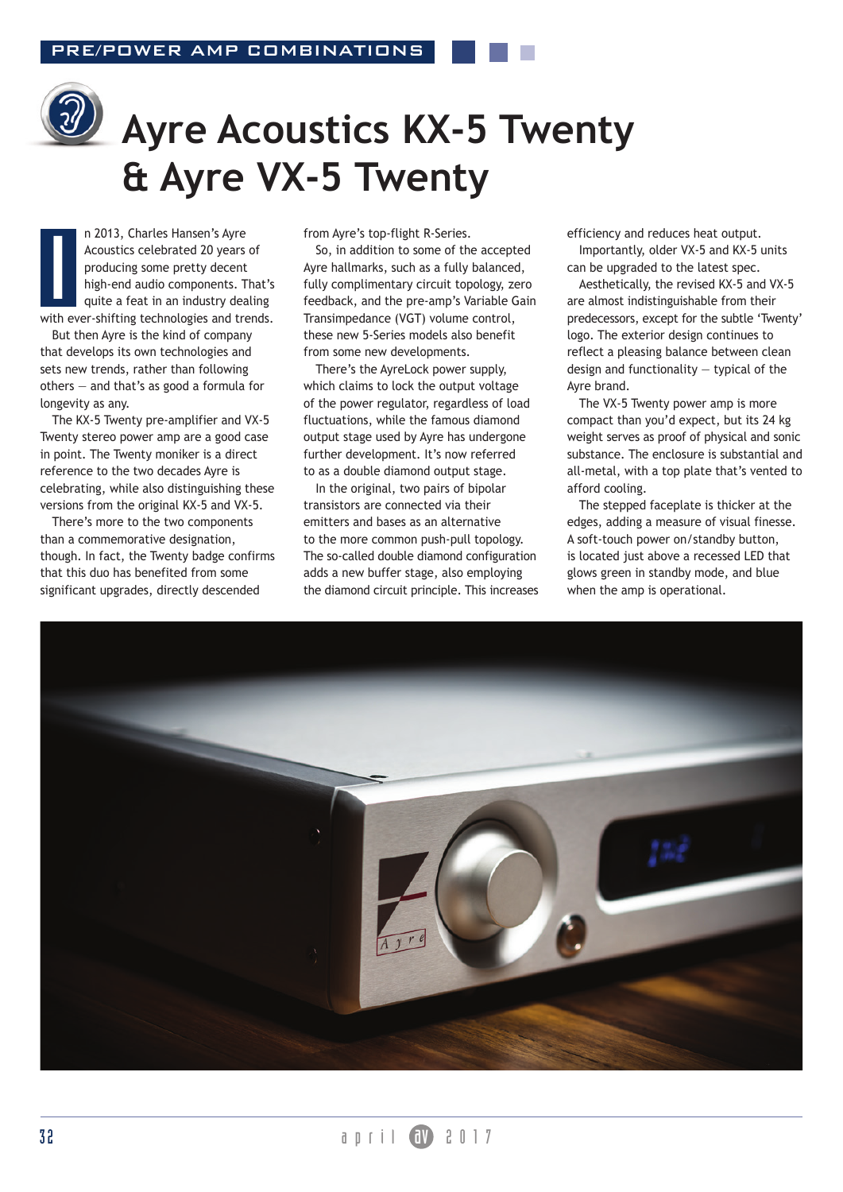# Ayre Acoustics KX-5 Twenty & Ayre VX-5 Twenty

In 2013, Charles Hansen's Ayre Acoustics celebrated 20 years of producing some pretty decent high-end audio components. That's quite a feat in an industry dealing with ever-shifting technologies and trends.

But then Ayre is the kind of company that develops its own technologies and sets new trends, rather than following others – and that's as good a formula for longevity as any.

The KX-5 Twenty pre-amplifier and VX-5 Twenty stereo power amp are a good case in point. The Twenty moniker is a direct reference to the two decades Ayre is celebrating, while also distinguishing these versions from the original KX-5 and VX-5.

There's more to the two components than a commemorative designation, though. In fact, the Twenty badge confirms that this duo has benefited from some significant upgrades, directly descended from Ayre's top-flight R-Series.

So, in addition to some of the accepted Ayre hallmarks, such as a fully balanced, fully complimentary circuit topology, zero feedback, and the pre-amp's Variable Gain Transimpedance (VGT) volume control, these new 5-Series models also benefit from some new developments.

There's the AyreLock power supply, which claims to lock the output voltage of the power regulator, regardless of load fluctuations, while the famous diamond output stage used by Ayre has undergone further development. It's now referred to as a double diamond output stage.

In the original, two pairs of bipolar transistors are connected via their emitters and bases as an alternative to the more common push-pull topology. The so-called double diamond configuration adds a new buffer stage, also employing the diamond circuit principle. This increases efficiency and reduces heat output.

Importantly, older VX-5 and KX-5 units can be upgraded to the latest spec.

Aesthetically, the revised KX-5 and VX-5 are almost indistinguishable from their predecessors, except for the subtle 'Twenty' logo. The exterior design continues to reflect a pleasing balance between clean design and functionality – typical of the Ayre brand.

The VX-5 Twenty power amp is more compact than you'd expect, but its 24 kg weight serves as proof of physical and sonic substance. The enclosure is substantial and all-metal, with a top plate that's vented to afford cooling.

The stepped faceplate is thicker at the edges, adding a measure of visual finesse. A soft-touch power on/standby button, is located just above a recessed LED that glows green in standby mode, and blue when the amp is operational.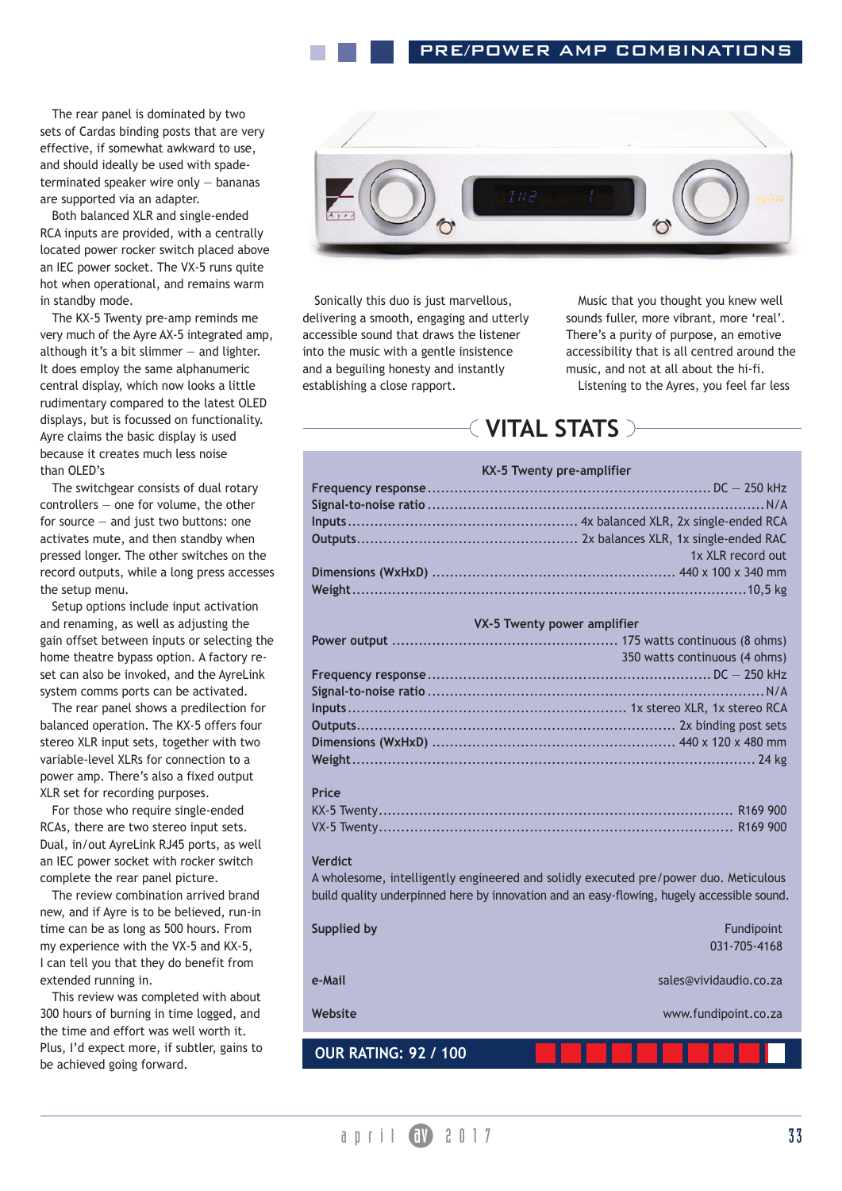The rear panel is dominated by two sets of Cardas binding posts that are very effective, if somewhat awkward to use, and should ideally be used with spade-terminated speaker wire only – bananas are supported via an adapter.

Both balanced XLR and single-ended RCA inputs are provided, with a centrally located power rocker switch placed above an IEC power socket. The VX-5 runs quite hot when operational, and remains warm in standby mode.

The KX-5 Twenty pre-amp reminds me very much of the Ayre AX-5 integrated amp, although it's a bit slimmer – and lighter. It does employ the same alphanumeric central display, which now looks a little rudimentary compared to the latest OLED displays, but is focussed on functionality. Ayre claims the basic display is used because it creates much less noise than OLED's

The switchgear consists of dual rotary controllers – one for volume, the other for source – and just two buttons: one activates mute, and then standby when pressed longer. The other switches on the record outputs, while a long press accesses the setup menu.

Setup options include input activation and renaming, as well as adjusting the gain offset between inputs or selecting the home theatre bypass option. A factory re-set can also be invoked, and the AyreLink system comms ports can be activated.

The rear panel shows a predilection for balanced operation. The KX-5 offers four stereo XLR input sets, together with two variable-level XLRs for connection to a power amp. There's also a fixed output XLR set for recording purposes.

For those who require single-ended RCAs, there are two stereo input sets. Dual, in/out AyreLink RJ45 ports, as well an IEC power socket with rocker switch complete the rear panel picture.

The review combination arrived brand new, and if Ayre is to be believed, run-in time can be as long as 500 hours. From my experience with the VX-5 and KX-5, I can tell you that they do benefit from extended running in.

This review was completed with about 300 hours of burning in time logged, and the time and effort was well worth it. Plus, I'd expect more, if subtler, gains to be achieved going forward.

Sonically this duo is just marvellous, delivering a smooth, engaging and utterly accessible sound that draws the listener into the music with a gentle insistence and a beguiling honesty and instantly establishing a close rapport.

Music that you thought you knew well sounds fuller, more vibrant, more 'real'. There's a purity of purpose, an emotive accessibility that is all centred around the music, and not at all about the hi-fi.

Listening to the Ayres, you feel far less

## VITAL STATS

### KX-5 Twenty pre-amplifier

| | |
|---|---|
| **Frequency response** | DC – 250 kHz |
| **Signal-to-noise ratio** | N/A |
| **Inputs** | 4x balanced XLR, 2x single-ended RCA |
| **Outputs** | 2x balances XLR, 1x single-ended RAC<br>1x XLR record out |
| **Dimensions (WxHxD)** | 440 x 100 x 340 mm |
| **Weight** | 10,5 kg |

### VX-5 Twenty power amplifier

| | |
|---|---|
| **Power output** | 175 watts continuous (8 ohms)<br>350 watts continuous (4 ohms) |
| **Frequency response** | DC – 250 kHz |
| **Signal-to-noise ratio** | N/A |
| **Inputs** | 1x stereo XLR, 1x stereo RCA |
| **Outputs** | 2x binding post sets |
| **Dimensions (WxHxD)** | 440 x 120 x 480 mm |
| **Weight** | 24 kg |

**Price**

| | |
|---|---|
| KX-5 Twenty | R169 900 |
| VX-5 Twenty | R169 900 |

**Verdict**

A wholesome, intelligently engineered and solidly executed pre/power duo. Meticulous build quality underpinned here by innovation and an easy-flowing, hugely accessible sound.

| | |
|---|---|
| **Supplied by** | Fundipoint<br>031-705-4168 |
| **e-Mail** | sales@vividaudio.co.za |
| **Website** | www.fundipoint.co.za |

**OUR RATING: 92 / 100**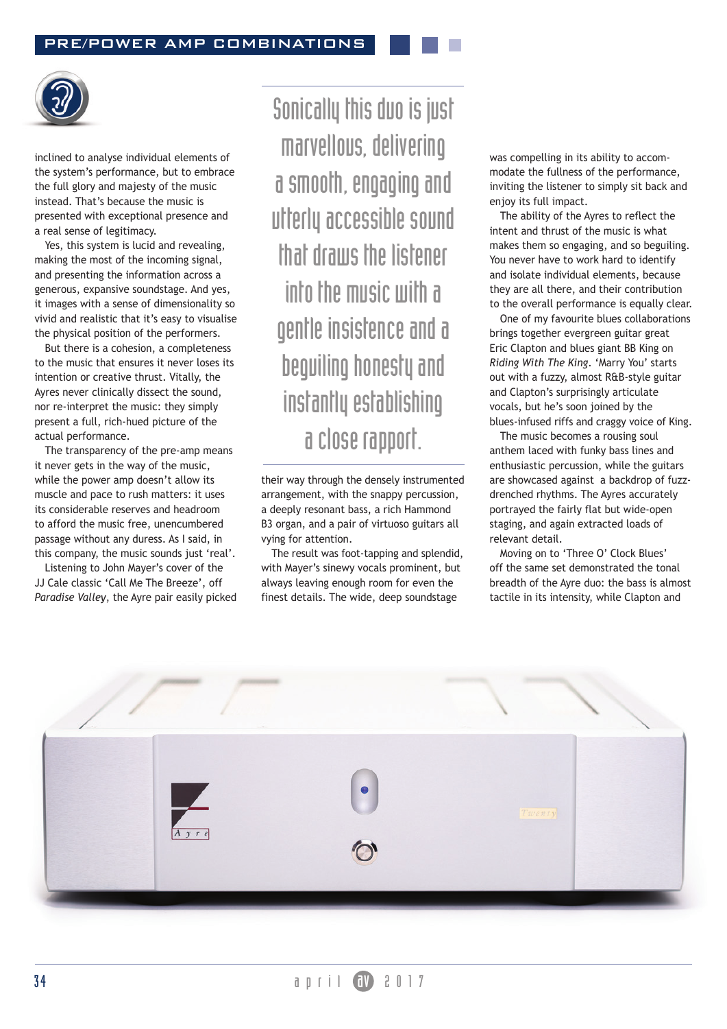inclined to analyse individual elements of the system's performance, but to embrace the full glory and majesty of the music instead. That's because the music is presented with exceptional presence and a real sense of legitimacy.

Yes, this system is lucid and revealing, making the most of the incoming signal, and presenting the information across a generous, expansive soundstage. And yes, it images with a sense of dimensionality so vivid and realistic that it's easy to visualise the physical position of the performers.

But there is a cohesion, a completeness to the music that ensures it never loses its intention or creative thrust. Vitally, the Ayres never clinically dissect the sound, nor re-interpret the music: they simply present a full, rich-hued picture of the actual performance.

The transparency of the pre-amp means it never gets in the way of the music, while the power amp doesn't allow its muscle and pace to rush matters: it uses its considerable reserves and headroom to afford the music free, unencumbered passage without any duress. As I said, in this company, the music sounds just 'real'.

Listening to John Mayer's cover of the JJ Cale classic 'Call Me The Breeze', off *Paradise Valley*, the Ayre pair easily picked their way through the densely instrumented arrangement, with the snappy percussion, a deeply resonant bass, a rich Hammond B3 organ, and a pair of virtuoso guitars all vying for attention.

> Sonically this duo is just marvellous, delivering a smooth, engaging and utterly accessible sound that draws the listener into the music with a gentle insistence and a beguiling honesty and instantly establishing a close rapport.

The result was foot-tapping and splendid, with Mayer's sinewy vocals prominent, but always leaving enough room for even the finest details. The wide, deep soundstage was compelling in its ability to accommodate the fullness of the performance, inviting the listener to simply sit back and enjoy its full impact.

The ability of the Ayres to reflect the intent and thrust of the music is what makes them so engaging, and so beguiling. You never have to work hard to identify and isolate individual elements, because they are all there, and their contribution to the overall performance is equally clear.

One of my favourite blues collaborations brings together evergreen guitar great Eric Clapton and blues giant BB King on *Riding With The King*. 'Marry You' starts out with a fuzzy, almost R&B-style guitar and Clapton's surprisingly articulate vocals, but he's soon joined by the blues-infused riffs and craggy voice of King.

The music becomes a rousing soul anthem laced with funky bass lines and enthusiastic percussion, while the guitars are showcased against a backdrop of fuzz-drenched rhythms. The Ayres accurately portrayed the fairly flat but wide-open staging, and again extracted loads of relevant detail.

Moving on to 'Three O' Clock Blues' off the same set demonstrated the tonal breadth of the Ayre duo: the bass is almost tactile in its intensity, while Clapton and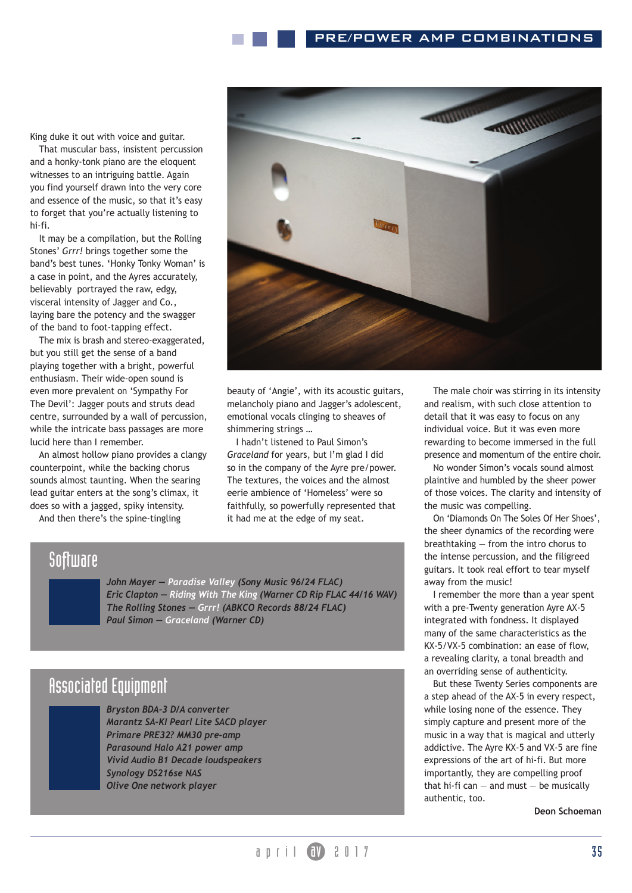King duke it out with voice and guitar.

That muscular bass, insistent percussion and a honky-tonk piano are the eloquent witnesses to an intriguing battle. Again you find yourself drawn into the very core and essence of the music, so that it's easy to forget that you're actually listening to hi-fi.

It may be a compilation, but the Rolling Stones' *Grrr!* brings together some the band's best tunes. 'Honky Tonky Woman' is a case in point, and the Ayres accurately, believably portrayed the raw, edgy, visceral intensity of Jagger and Co., laying bare the potency and the swagger of the band to foot-tapping effect.

The mix is brash and stereo-exaggerated, but you still get the sense of a band playing together with a bright, powerful enthusiasm. Their wide-open sound is even more prevalent on 'Sympathy For The Devil': Jagger pouts and struts dead centre, surrounded by a wall of percussion, while the intricate bass passages are more lucid here than I remember.

An almost hollow piano provides a clangy counterpoint, while the backing chorus sounds almost taunting. When the searing lead guitar enters at the song's climax, it does so with a jagged, spiky intensity.

And then there's the spine-tingling beauty of 'Angie', with its acoustic guitars, melancholy piano and Jagger's adolescent, emotional vocals clinging to sheaves of shimmering strings …

I hadn't listened to Paul Simon's *Graceland* for years, but I'm glad I did so in the company of the Ayre pre/power. The textures, the voices and the almost eerie ambience of 'Homeless' were so faithfully, so powerfully represented that it had me at the edge of my seat.

The male choir was stirring in its intensity and realism, with such close attention to detail that it was easy to focus on any individual voice. But it was even more rewarding to become immersed in the full presence and momentum of the entire choir.

No wonder Simon's vocals sound almost plaintive and humbled by the sheer power of those voices. The clarity and intensity of the music was compelling.

On 'Diamonds On The Soles Of Her Shoes', the sheer dynamics of the recording were breathtaking – from the intro chorus to the intense percussion, and the filigreed guitars. It took real effort to tear myself away from the music!

I remember the more than a year spent with a pre-Twenty generation Ayre AX-5 integrated with fondness. It displayed many of the same characteristics as the KX-5/VX-5 combination: an ease of flow, a revealing clarity, a tonal breadth and an overriding sense of authenticity.

But these Twenty Series components are a step ahead of the AX-5 in every respect, while losing none of the essence. They simply capture and present more of the music in a way that is magical and utterly addictive. The Ayre KX-5 and VX-5 are fine expressions of the art of hi-fi. But more importantly, they are compelling proof that hi-fi can – and must – be musically authentic, too.

**Deon Schoeman**

## Software

***John Mayer – Paradise Valley (Sony Music 96/24 FLAC)***
***Eric Clapton – Riding With The King (Warner CD Rip FLAC 44/16 WAV)***
***The Rolling Stones – Grrr! (ABKCO Records 88/24 FLAC)***
***Paul Simon – Graceland (Warner CD)***

## Associated Equipment

***Bryston BDA-3 D/A converter***
***Marantz SA-KI Pearl Lite SACD player***
***Primare PRE32? MM30 pre-amp***
***Parasound Halo A21 power amp***
***Vivid Audio B1 Decade loudspeakers***
***Synology DS216se NAS***
***Olive One network player***